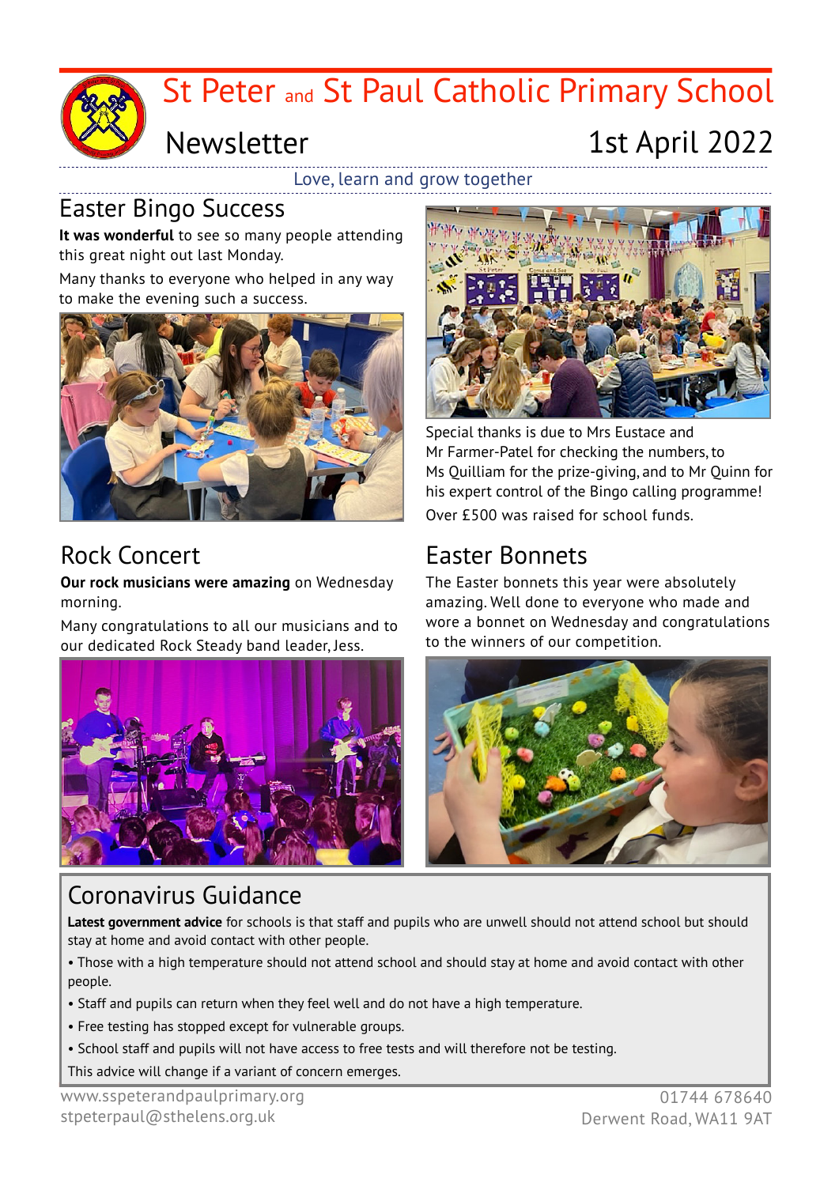# St Peter and St Paul Catholic Primary School

## Newsletter

1st April 2022

Love, learn and grow together

## Easter Bingo Success

**It was wonderful** to see so many people attending this great night out last Monday.

Many thanks to everyone who helped in any way to make the evening such a success.

Special thanks is due to Mrs Eustace and Mr Farmer-Patel for checking the numbers, to Ms Quilliam for the prize-giving, and to Mr Quinn for his expert control of the Bingo calling programme!

Over £500 was raised for school funds.

## Rock Concert

**Our rock musicians were amazing** on Wednesday morning.

Many congratulations to all our musicians and to our dedicated Rock Steady band leader, Jess.

## Easter Bonnets

The Easter bonnets this year were absolutely amazing. Well done to everyone who made and wore a bonnet on Wednesday and congratulations to the winners of our competition.

## Coronavirus Guidance

**Latest government advice** for schools is that staff and pupils who are unwell should not attend school but should stay at home and avoid contact with other people.

- Those with a high temperature should not attend school and should stay at home and avoid contact with other people.
- Staff and pupils can return when they feel well and do not have a high temperature.
- Free testing has stopped except for vulnerable groups.
- School staff and pupils will not have access to free tests and will therefore not be testing.

This advice will change if a variant of concern emerges.

www.sspeterandpaulprimary.org
stpeterpaul@sthelens.org.uk

01744 678640
Derwent Road, WA11 9AT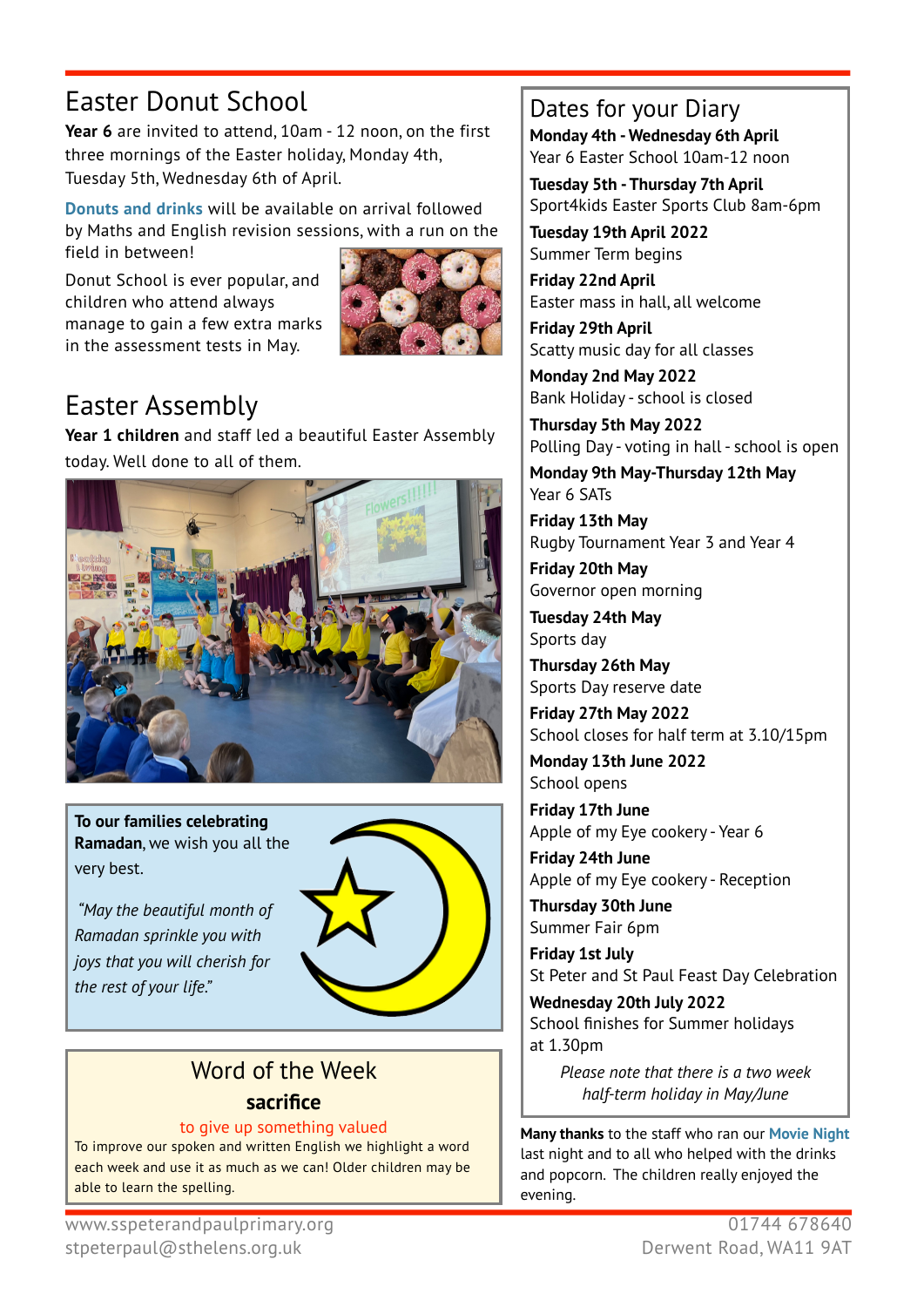## Easter Donut School

**Year 6** are invited to attend, 10am - 12 noon, on the first three mornings of the Easter holiday, Monday 4th, Tuesday 5th, Wednesday 6th of April.

**Donuts and drinks** will be available on arrival followed by Maths and English revision sessions, with a run on the field in between!

Donut School is ever popular, and children who attend always manage to gain a few extra marks in the assessment tests in May.

## Easter Assembly

**Year 1 children** and staff led a beautiful Easter Assembly today. Well done to all of them.

**To our families celebrating Ramadan**, we wish you all the very best.

*"May the beautiful month of Ramadan sprinkle you with joys that you will cherish for the rest of your life."*

## Word of the Week

**sacrifice**

to give up something valued

To improve our spoken and written English we highlight a word each week and use it as much as we can! Older children may be able to learn the spelling.

## Dates for your Diary

**Monday 4th - Wednesday 6th April**
Year 6 Easter School 10am-12 noon

**Tuesday 5th - Thursday 7th April**
Sport4kids Easter Sports Club 8am-6pm

**Tuesday 19th April 2022**
Summer Term begins

**Friday 22nd April**
Easter mass in hall, all welcome

**Friday 29th April**
Scatty music day for all classes

**Monday 2nd May 2022**
Bank Holiday - school is closed

**Thursday 5th May 2022**
Polling Day - voting in hall - school is open

**Monday 9th May-Thursday 12th May**
Year 6 SATs

**Friday 13th May**
Rugby Tournament Year 3 and Year 4

**Friday 20th May**
Governor open morning

**Tuesday 24th May**
Sports day

**Thursday 26th May**
Sports Day reserve date

**Friday 27th May 2022**
School closes for half term at 3.10/15pm

**Monday 13th June 2022**
School opens

**Friday 17th June**
Apple of my Eye cookery - Year 6

**Friday 24th June**
Apple of my Eye cookery - Reception

**Thursday 30th June**
Summer Fair 6pm

**Friday 1st July**
St Peter and St Paul Feast Day Celebration

**Wednesday 20th July 2022**
School finishes for Summer holidays at 1.30pm

*Please note that there is a two week half-term holiday in May/June*

**Many thanks** to the staff who ran our **Movie Night** last night and to all who helped with the drinks and popcorn. The children really enjoyed the evening.

www.sspeterandpaulprimary.org
stpeterpaul@sthelens.org.uk
01744 678640
Derwent Road, WA11 9AT